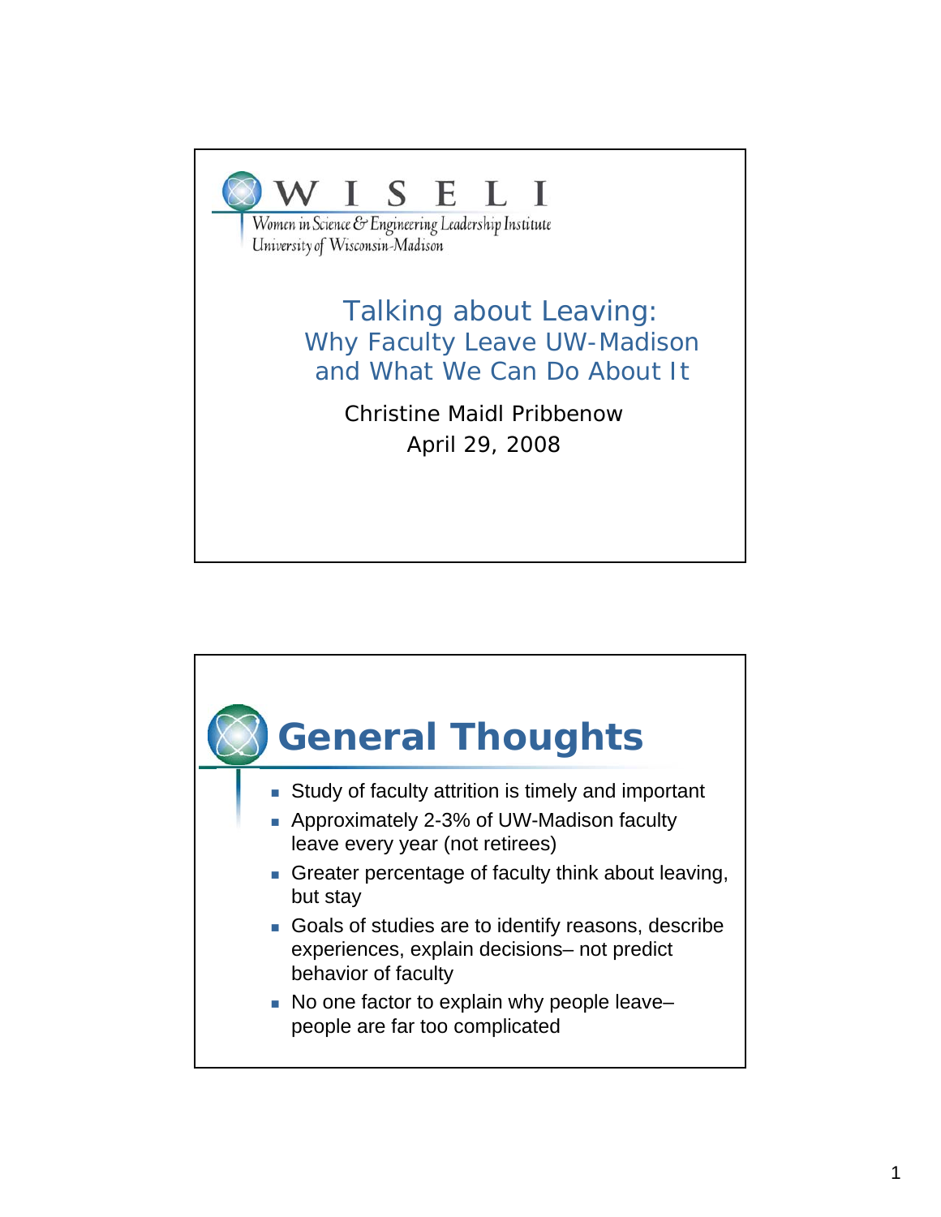WISELI

Women in Science & Engineering Leadership Institute
University of Wisconsin-Madison

# Talking about Leaving: Why Faculty Leave UW-Madison and What We Can Do About It

Christine Maidl Pribbenow

April 29, 2008

## General Thoughts

- Study of faculty attrition is timely and important
- Approximately 2-3% of UW-Madison faculty leave every year (not retirees)
- Greater percentage of faculty think about leaving, but stay
- Goals of studies are to identify reasons, describe experiences, explain decisions– not predict behavior of faculty
- No one factor to explain why people leave– people are far too complicated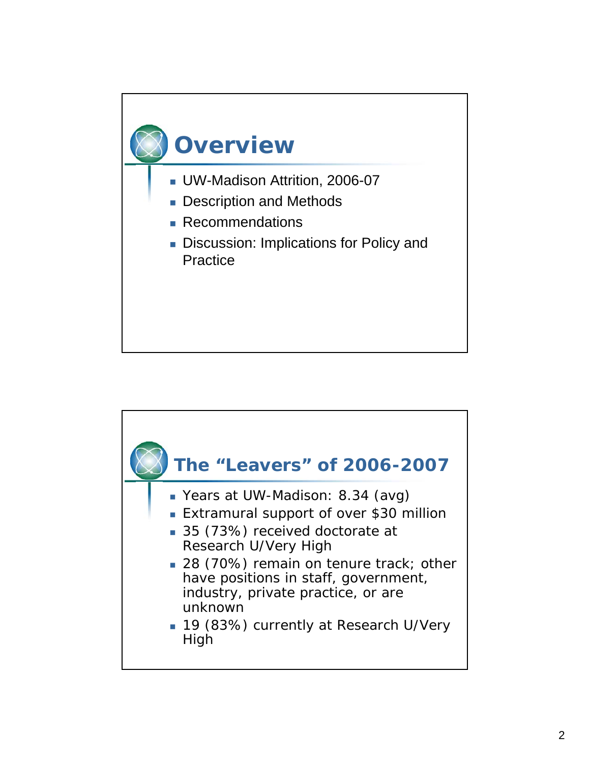## Overview

- UW-Madison Attrition, 2006-07
- Description and Methods
- Recommendations
- Discussion: Implications for Policy and Practice

## The "Leavers" of 2006-2007

- Years at UW-Madison: 8.34 (avg)
- Extramural support of over $30 million
- 35 (73%) received doctorate at Research U/Very High
- 28 (70%) remain on tenure track; other have positions in staff, government, industry, private practice, or are unknown
- 19 (83%) currently at Research U/Very High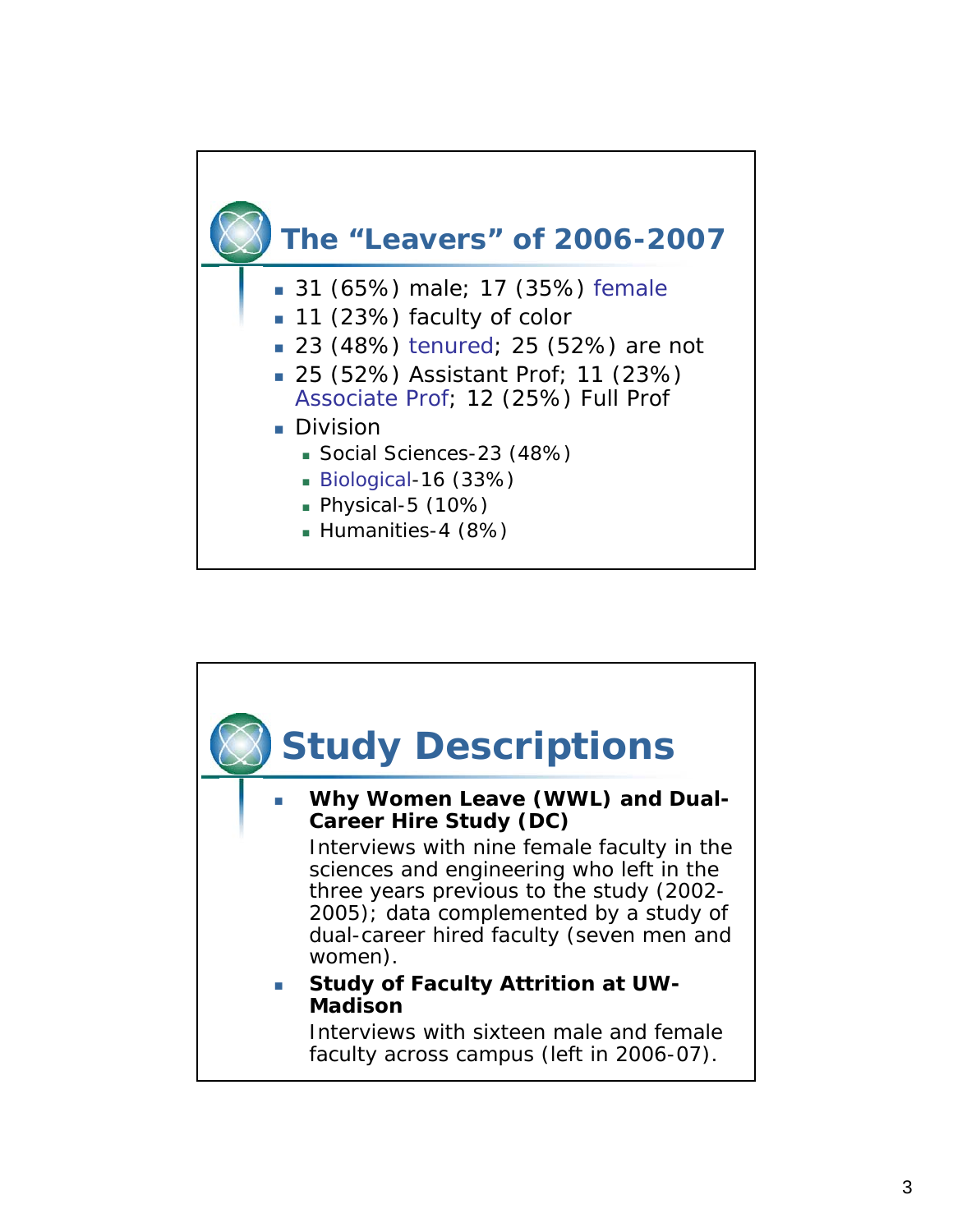## The "Leavers" of 2006-2007

- 31 (65%) male; 17 (35%) female
- 11 (23%) faculty of color
- 23 (48%) tenured; 25 (52%) are not
- 25 (52%) Assistant Prof; 11 (23%) Associate Prof; 12 (25%) Full Prof
- Division
  - Social Sciences-23 (48%)
  - Biological-16 (33%)
  - Physical-5 (10%)
  - Humanities-4 (8%)

## Study Descriptions

- **Why Women Leave (WWL) and Dual-Career Hire Study (DC)**

  Interviews with nine female faculty in the sciences and engineering who left in the three years previous to the study (2002-2005); data complemented by a study of dual-career hired faculty (seven men and women).

- **Study of Faculty Attrition at UW-Madison**

  Interviews with sixteen male and female faculty across campus (left in 2006-07).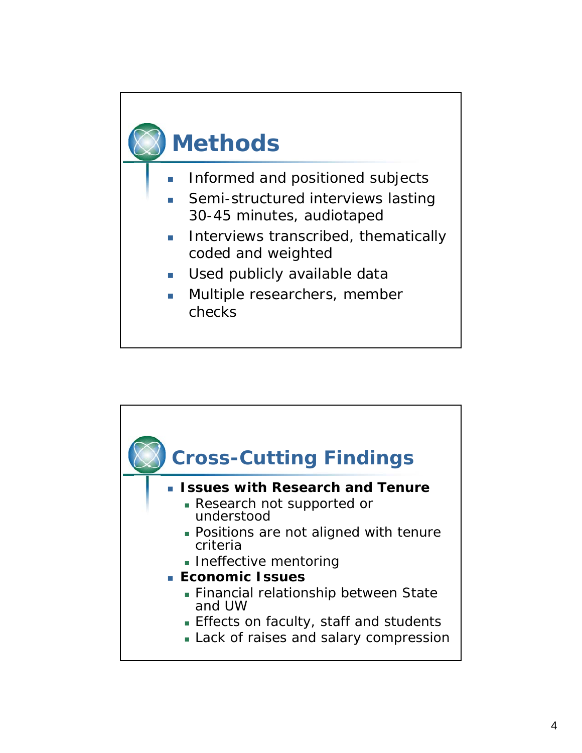## Methods

- Informed and positioned subjects
- Semi-structured interviews lasting 30-45 minutes, audiotaped
- Interviews transcribed, thematically coded and weighted
- Used publicly available data
- Multiple researchers, member checks

## Cross-Cutting Findings

- **Issues with Research and Tenure**
  - Research not supported or understood
  - Positions are not aligned with tenure criteria
  - Ineffective mentoring
- **Economic Issues**
  - Financial relationship between State and UW
  - Effects on faculty, staff and students
  - Lack of raises and salary compression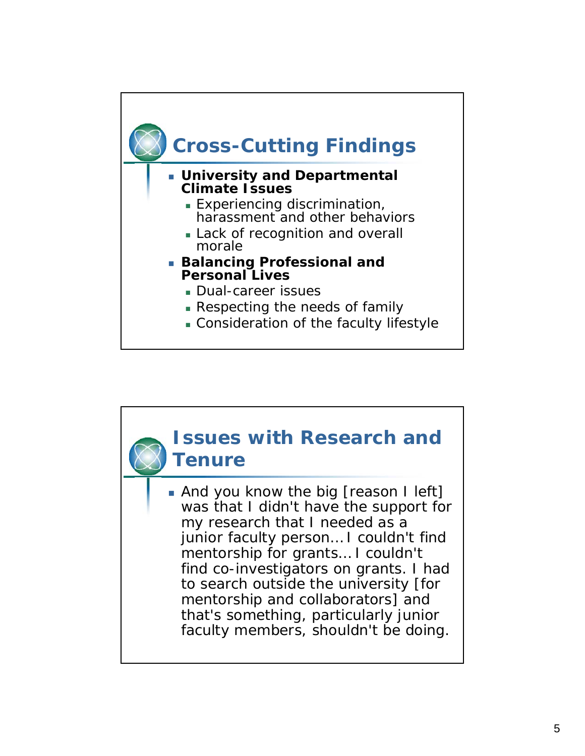## Cross-Cutting Findings

- **University and Departmental Climate Issues**
  - Experiencing discrimination, harassment and other behaviors
  - Lack of recognition and overall morale
- **Balancing Professional and Personal Lives**
  - Dual-career issues
  - Respecting the needs of family
  - Consideration of the faculty lifestyle

## Issues with Research and Tenure

- And you know the big [reason I left] was that I didn't have the support for my research that I needed as a junior faculty person… I couldn't find mentorship for grants… I couldn't find co-investigators on grants. I had to search outside the university [for mentorship and collaborators] and that's something, particularly junior faculty members, shouldn't be doing.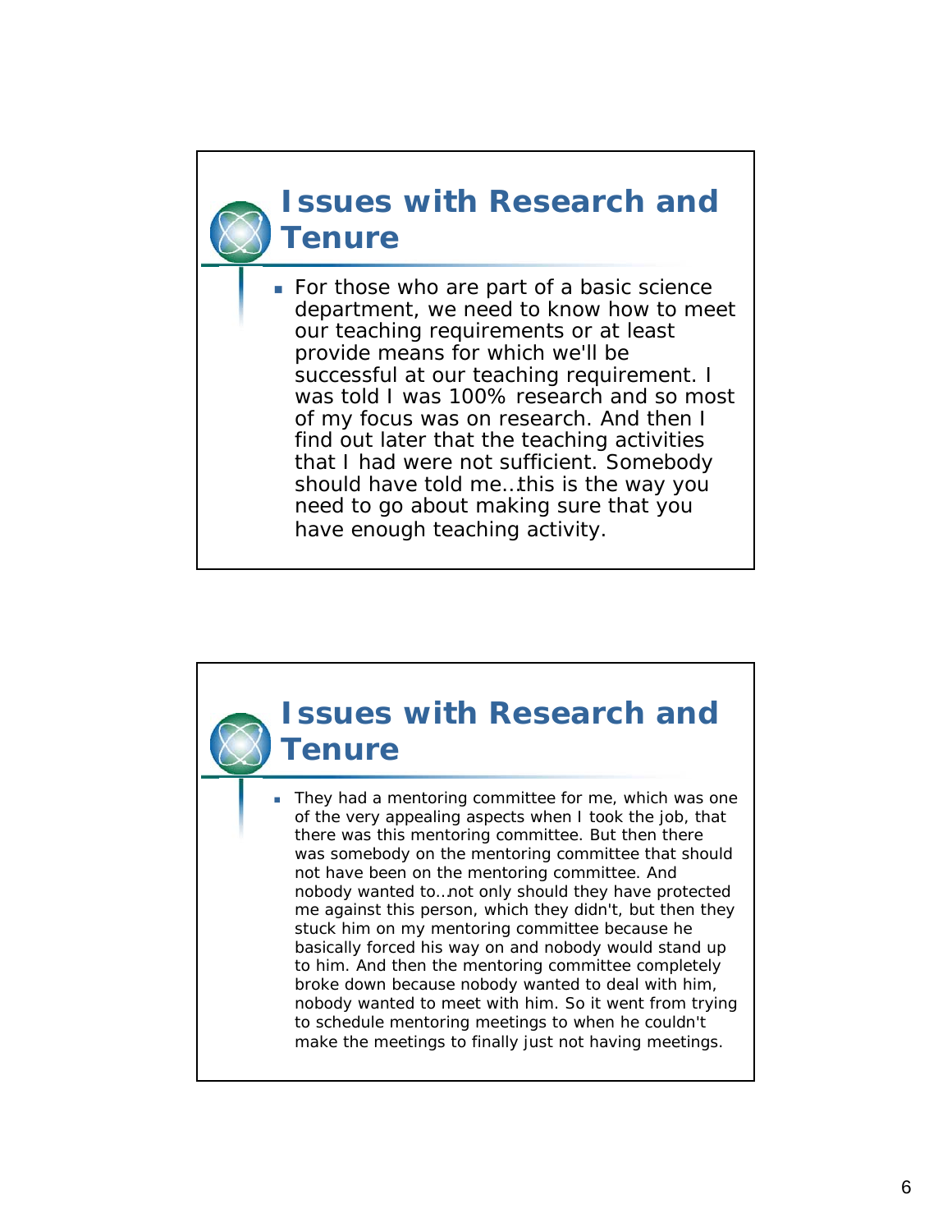## Issues with Research and Tenure

- For those who are part of a basic science department, we need to know how to meet our teaching requirements or at least provide means for which we'll be successful at our teaching requirement. I was told I was 100% research and so most of my focus was on research. And then I find out later that the teaching activities that I had were not sufficient. Somebody should have told me…this is the way you need to go about making sure that you have enough teaching activity.

## Issues with Research and Tenure

- They had a mentoring committee for me, which was one of the very appealing aspects when I took the job, that there was this mentoring committee. But then there was somebody on the mentoring committee that should not have been on the mentoring committee. And nobody wanted to…not only should they have protected me against this person, which they didn't, but then they stuck him on my mentoring committee because he basically forced his way on and nobody would stand up to him. And then the mentoring committee completely broke down because nobody wanted to deal with him, nobody wanted to meet with him. So it went from trying to schedule mentoring meetings to when he couldn't make the meetings to finally just not having meetings.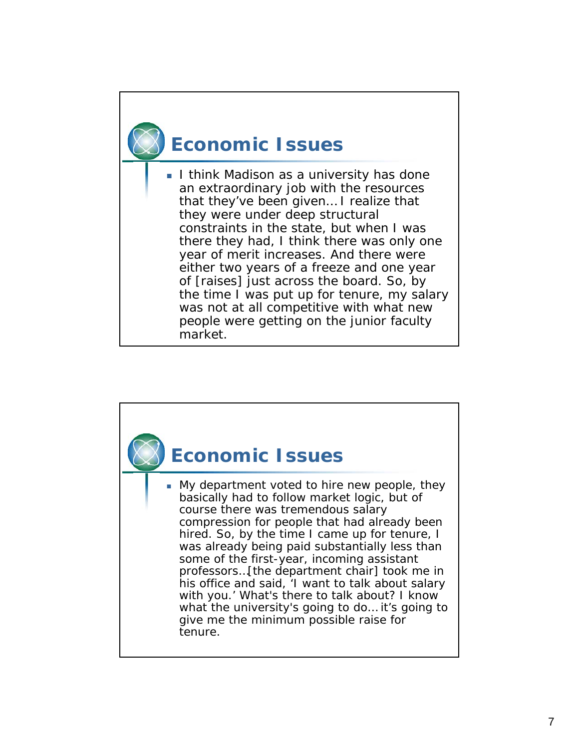## Economic Issues

- I think Madison as a university has done an extraordinary job with the resources that they've been given… I realize that they were under deep structural constraints in the state, but when I was there they had, I think there was only one year of merit increases. And there were either two years of a freeze and one year of [raises] just across the board. So, by the time I was put up for tenure, my salary was not at all competitive with what new people were getting on the junior faculty market.

## Economic Issues

- My department voted to hire new people, they basically had to follow market logic, but of course there was tremendous salary compression for people that had already been hired. So, by the time I came up for tenure, I was already being paid substantially less than some of the first-year, incoming assistant professors…[the department chair] took me in his office and said, 'I want to talk about salary with you.' What's there to talk about? I know what the university's going to do… it's going to give me the minimum possible raise for tenure.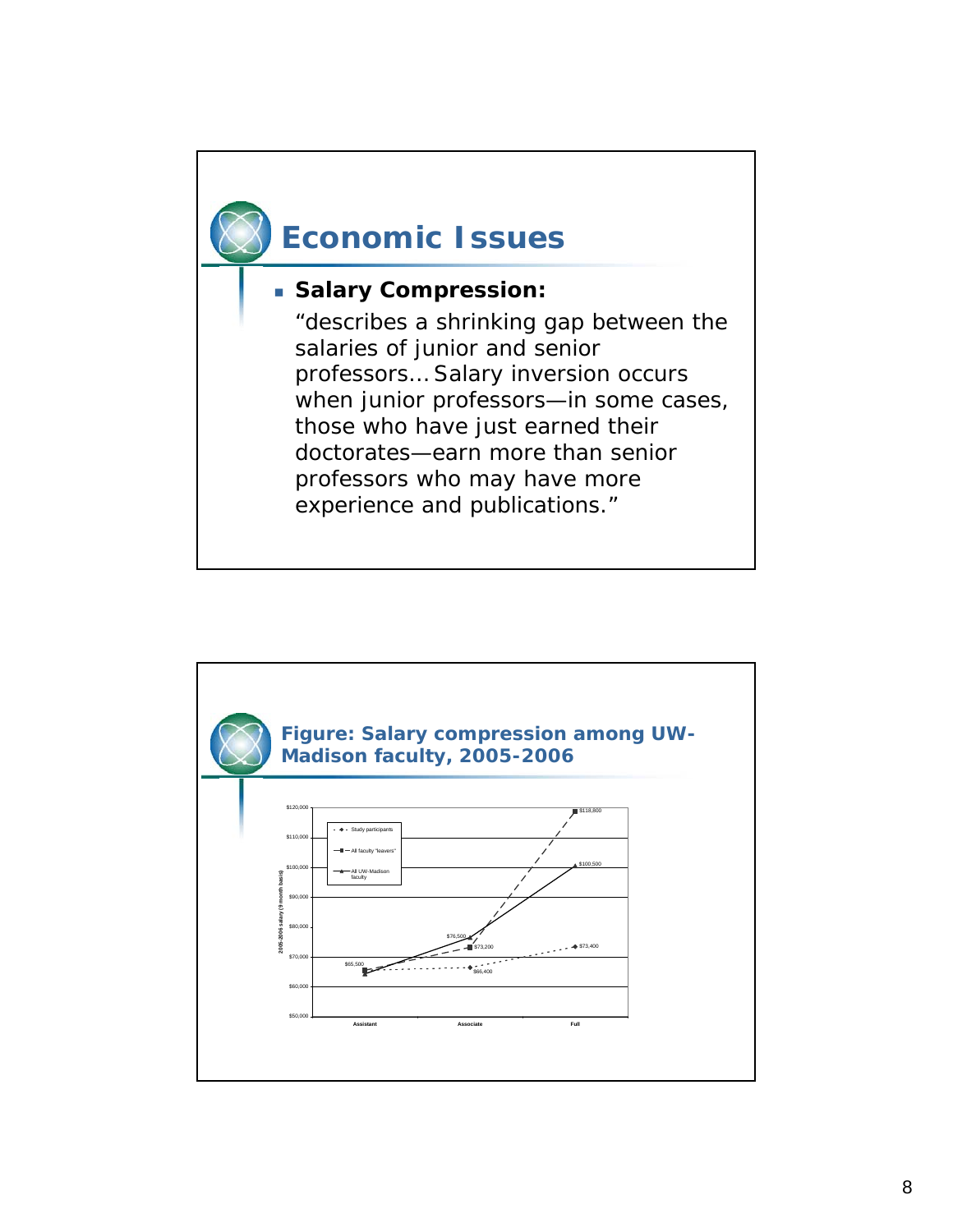# Economic Issues

- **Salary Compression:**

  "describes a shrinking gap between the salaries of junior and senior professors… Salary inversion occurs when junior professors—in some cases, those who have just earned their doctorates—earn more than senior professors who may have more experience and publications."

# Figure: Salary compression among UW-Madison faculty, 2005-2006

2005-2006 salary (9 month basis)

| | Assistant | Associate | Full |
|---|---|---|---|
| Study participants | $65,500 | $66,400 | $73,400 |
| All faculty "leavers" | | $73,200 | $118,800 |
| All UW-Madison faculty | | $76,500 | $100,500 |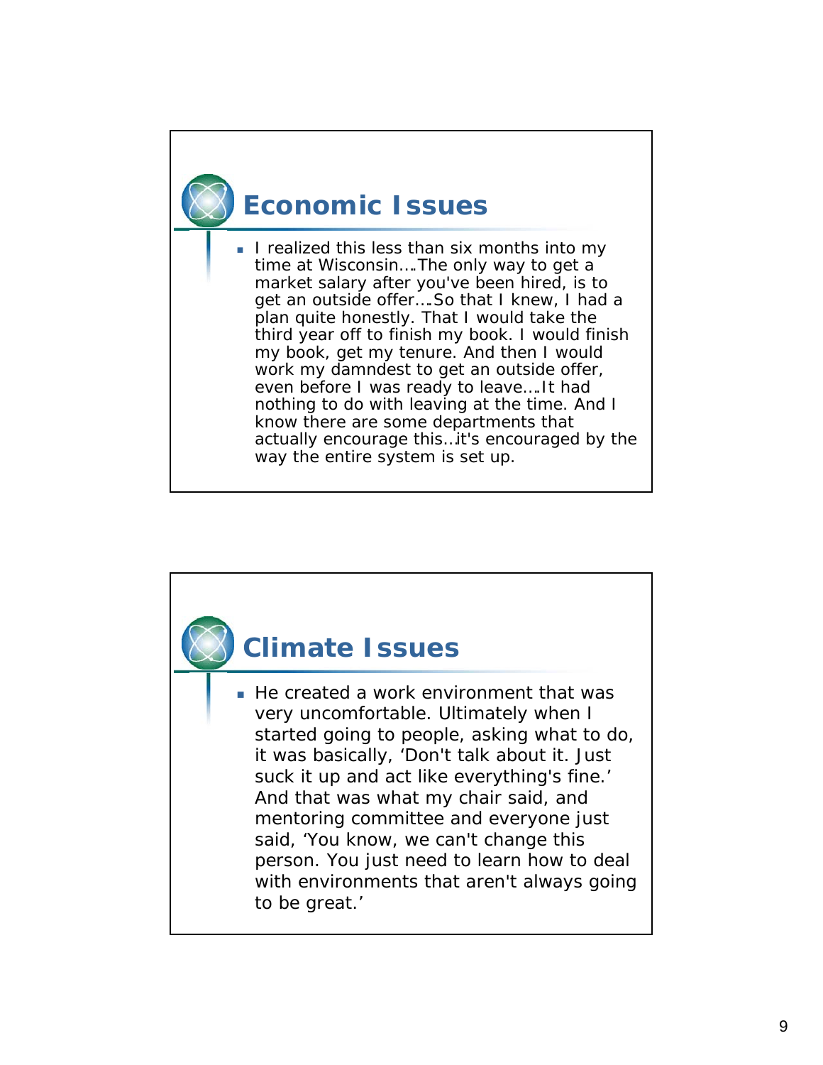## Economic Issues

- I realized this less than six months into my time at Wisconsin….The only way to get a market salary after you've been hired, is to get an outside offer….So that I knew, I had a plan quite honestly. That I would take the third year off to finish my book. I would finish my book, get my tenure. And then I would work my damndest to get an outside offer, even before I was ready to leave….It had nothing to do with leaving at the time. And I know there are some departments that actually encourage this…it's encouraged by the way the entire system is set up.

## Climate Issues

- He created a work environment that was very uncomfortable. Ultimately when I started going to people, asking what to do, it was basically, 'Don't talk about it. Just suck it up and act like everything's fine.' And that was what my chair said, and mentoring committee and everyone just said, 'You know, we can't change this person. You just need to learn how to deal with environments that aren't always going to be great.'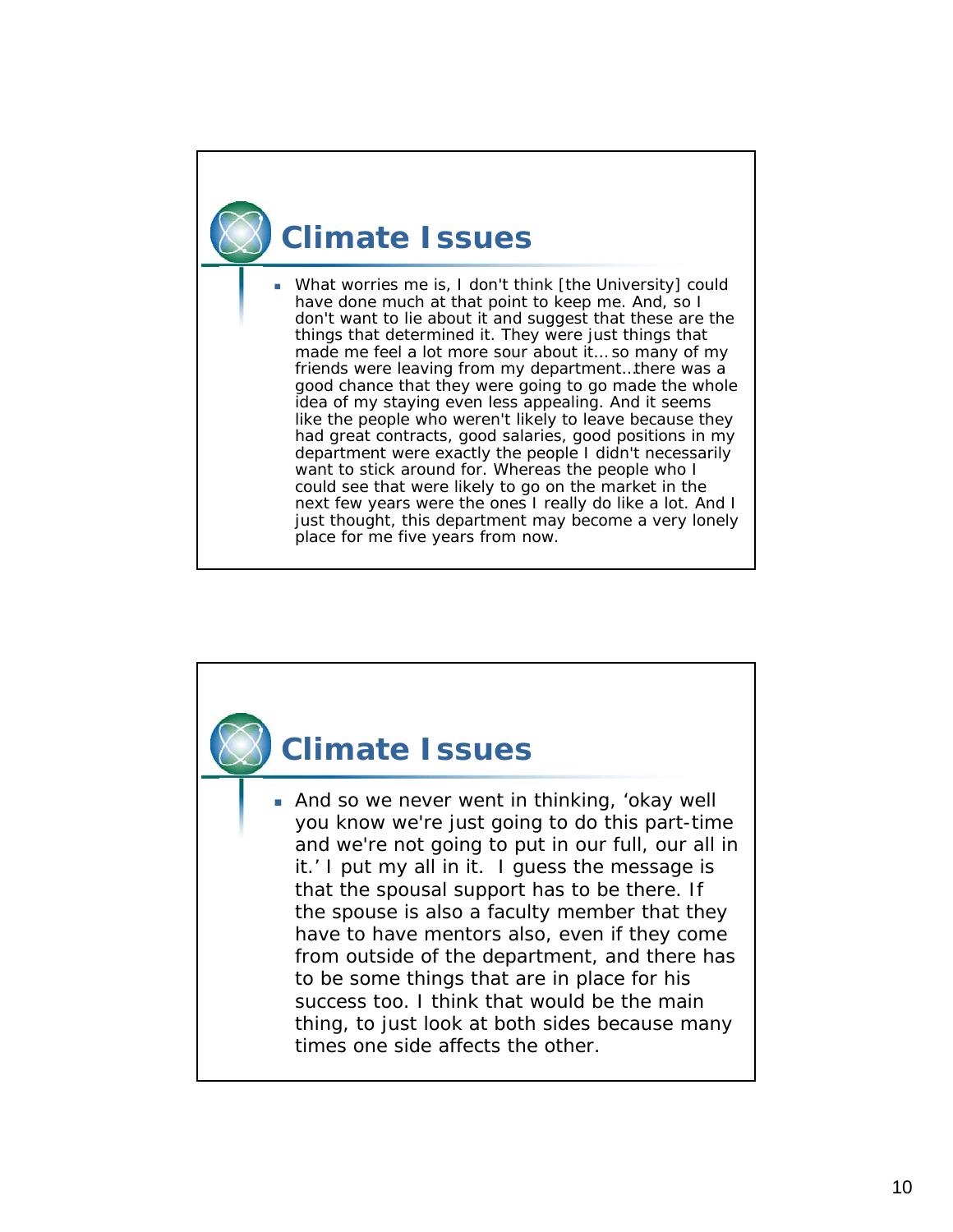## Climate Issues

- What worries me is, I don't think [the University] could have done much at that point to keep me. And, so I don't want to lie about it and suggest that these are the things that determined it. They were just things that made me feel a lot more sour about it… so many of my friends were leaving from my department…there was a good chance that they were going to go made the whole idea of my staying even less appealing. And it seems like the people who weren't likely to leave because they had great contracts, good salaries, good positions in my department were exactly the people I didn't necessarily want to stick around for. Whereas the people who I could see that were likely to go on the market in the next few years were the ones I really do like a lot. And I just thought, this department may become a very lonely place for me five years from now.

## Climate Issues

- And so we never went in thinking, 'okay well you know we're just going to do this part-time and we're not going to put in our full, our all in it.' I put my all in it. I guess the message is that the spousal support has to be there. If the spouse is also a faculty member that they have to have mentors also, even if they come from outside of the department, and there has to be some things that are in place for his success too. I think that would be the main thing, to just look at both sides because many times one side affects the other.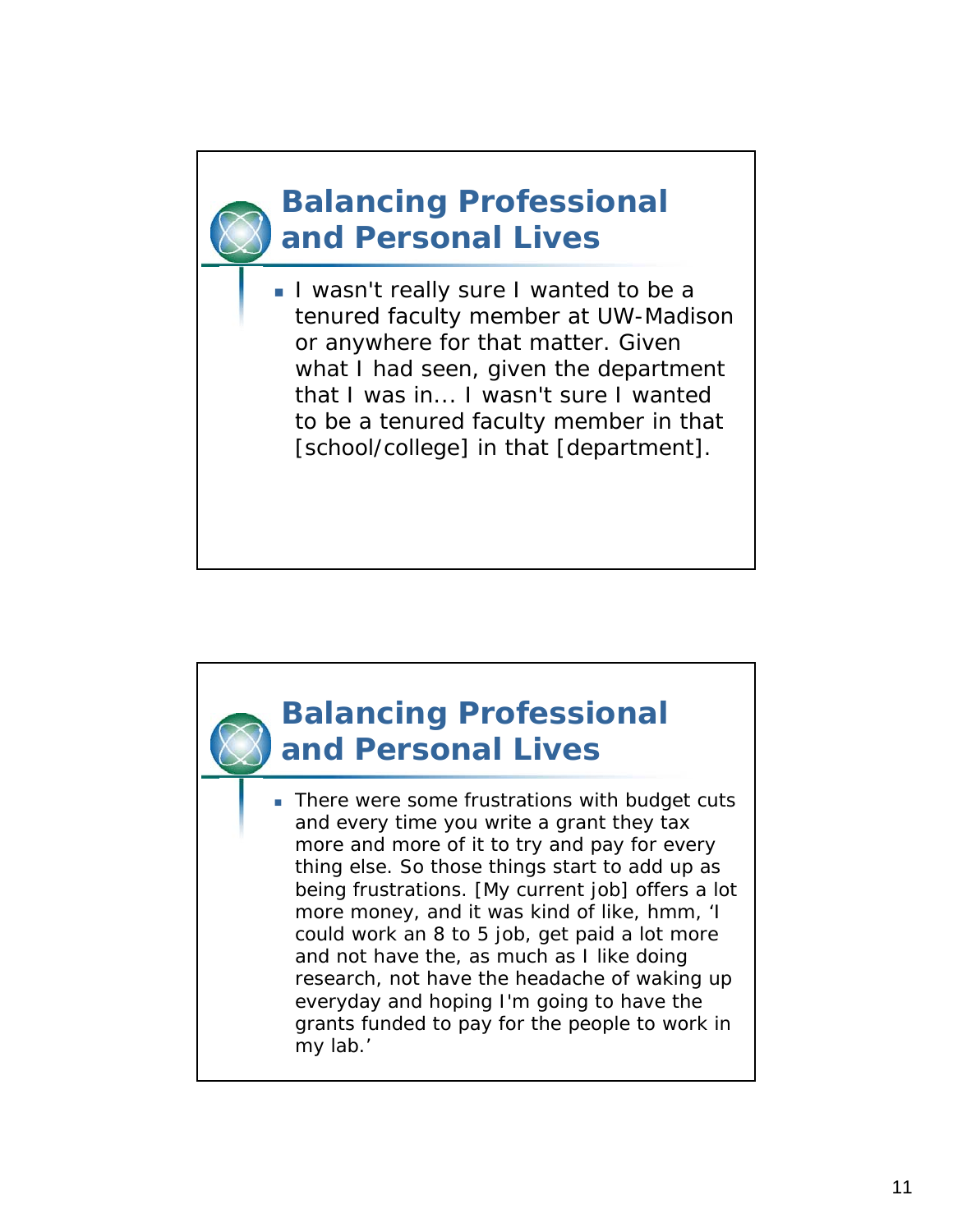## Balancing Professional and Personal Lives

- I wasn't really sure I wanted to be a tenured faculty member at UW-Madison or anywhere for that matter. Given what I had seen, given the department that I was in... I wasn't sure I wanted to be a tenured faculty member in that [school/college] in that [department].

## Balancing Professional and Personal Lives

- There were some frustrations with budget cuts and every time you write a grant they tax more and more of it to try and pay for every thing else. So those things start to add up as being frustrations. [My current job] offers a lot more money, and it was kind of like, hmm, 'I could work an 8 to 5 job, get paid a lot more and not have the, as much as I like doing research, not have the headache of waking up everyday and hoping I'm going to have the grants funded to pay for the people to work in my lab.'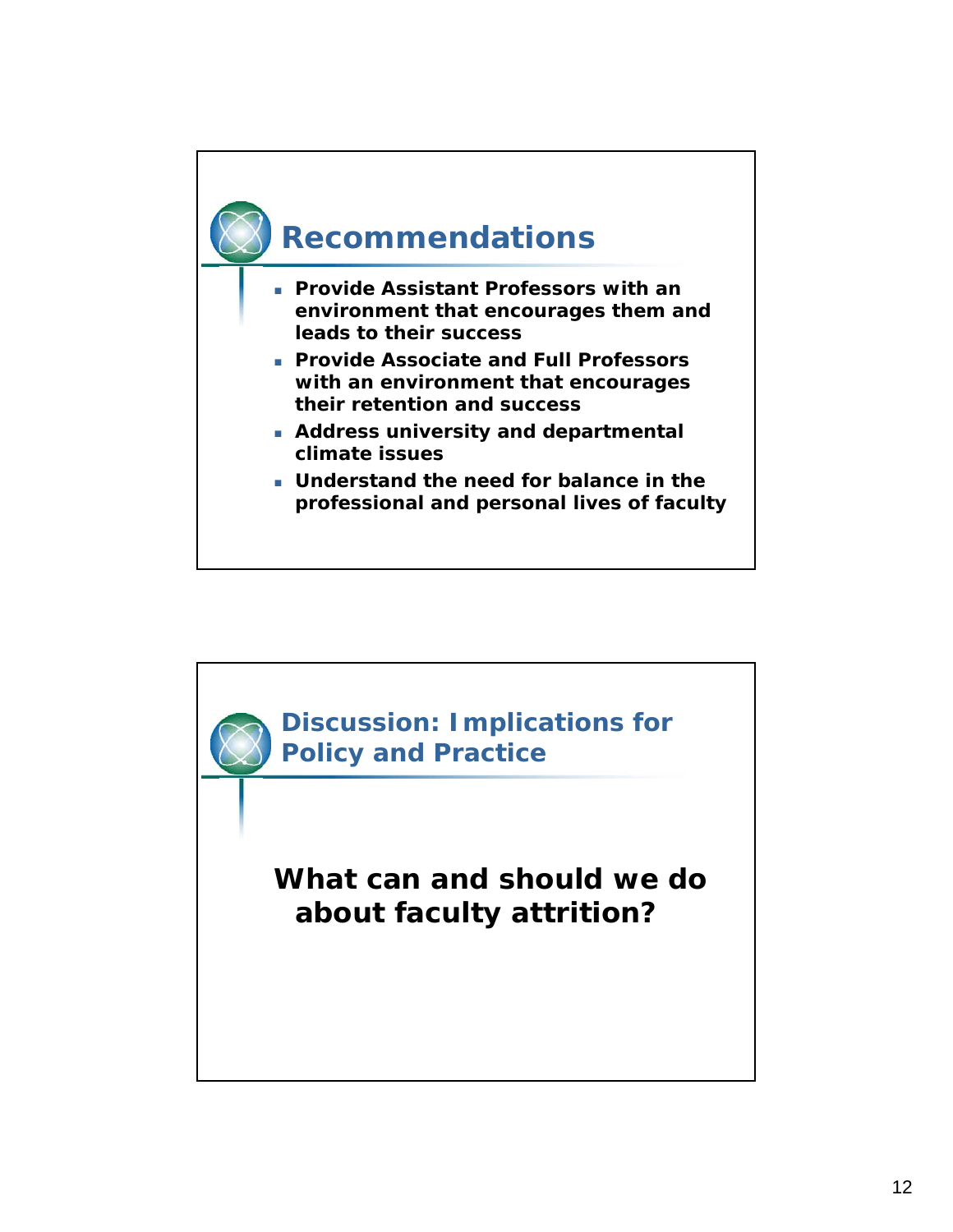## Recommendations

- **Provide Assistant Professors with an environment that encourages them and leads to their success**
- **Provide Associate and Full Professors with an environment that encourages their retention and success**
- **Address university and departmental climate issues**
- **Understand the need for balance in the professional and personal lives of faculty**

## Discussion: Implications for Policy and Practice

**What can and should we do about faculty attrition?**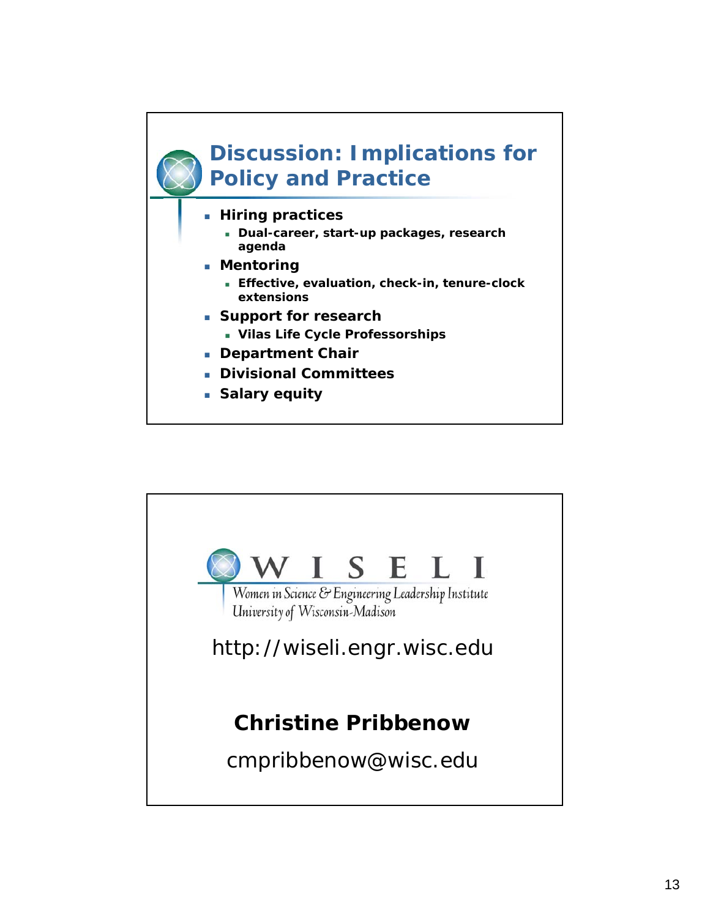## Discussion: Implications for Policy and Practice

- **Hiring practices**
  - **Dual-career, start-up packages, research agenda**
- **Mentoring**
  - **Effective, evaluation, check-in, tenure-clock extensions**
- **Support for research**
  - **Vilas Life Cycle Professorships**
- **Department Chair**
- **Divisional Committees**
- **Salary equity**

---

WISELI

Women in Science & Engineering Leadership Institute
University of Wisconsin-Madison

http://wiseli.engr.wisc.edu

**Christine Pribbenow**

cmpribbenow@wisc.edu